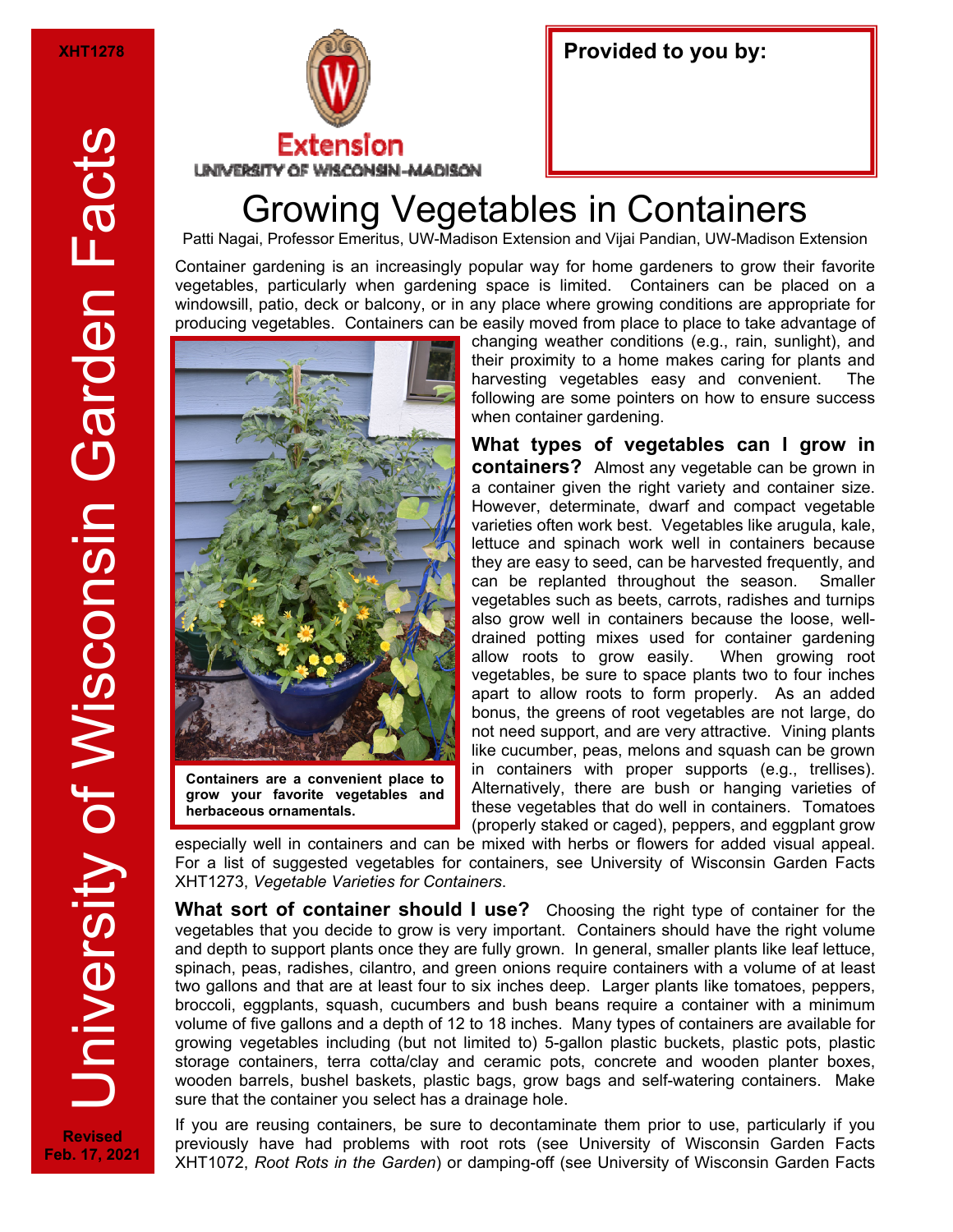XHT1278

University of Wisconsin Garden Facts

Extension
UNIVERSITY OF WISCONSIN-MADISON

**Provided to you by:**

# Growing Vegetables in Containers

Patti Nagai, Professor Emeritus, UW-Madison Extension and Vijai Pandian, UW-Madison Extension

Container gardening is an increasingly popular way for home gardeners to grow their favorite vegetables, particularly when gardening space is limited. Containers can be placed on a windowsill, patio, deck or balcony, or in any place where growing conditions are appropriate for producing vegetables. Containers can be easily moved from place to place to take advantage of changing weather conditions (e.g., rain, sunlight), and their proximity to a home makes caring for plants and harvesting vegetables easy and convenient. The following are some pointers on how to ensure success when container gardening.

**Containers are a convenient place to grow your favorite vegetables and herbaceous ornamentals.**

**What types of vegetables can I grow in containers?** Almost any vegetable can be grown in a container given the right variety and container size. However, determinate, dwarf and compact vegetable varieties often work best. Vegetables like arugula, kale, lettuce and spinach work well in containers because they are easy to seed, can be harvested frequently, and can be replanted throughout the season. Smaller vegetables such as beets, carrots, radishes and turnips also grow well in containers because the loose, well-drained potting mixes used for container gardening allow roots to grow easily. When growing root vegetables, be sure to space plants two to four inches apart to allow roots to form properly. As an added bonus, the greens of root vegetables are not large, do not need support, and are very attractive. Vining plants like cucumber, peas, melons and squash can be grown in containers with proper supports (e.g., trellises). Alternatively, there are bush or hanging varieties of these vegetables that do well in containers. Tomatoes (properly staked or caged), peppers, and eggplant grow especially well in containers and can be mixed with herbs or flowers for added visual appeal. For a list of suggested vegetables for containers, see University of Wisconsin Garden Facts XHT1273, *Vegetable Varieties for Containers*.

**What sort of container should I use?** Choosing the right type of container for the vegetables that you decide to grow is very important. Containers should have the right volume and depth to support plants once they are fully grown. In general, smaller plants like leaf lettuce, spinach, peas, radishes, cilantro, and green onions require containers with a volume of at least two gallons and that are at least four to six inches deep. Larger plants like tomatoes, peppers, broccoli, eggplants, squash, cucumbers and bush beans require a container with a minimum volume of five gallons and a depth of 12 to 18 inches. Many types of containers are available for growing vegetables including (but not limited to) 5-gallon plastic buckets, plastic pots, plastic storage containers, terra cotta/clay and ceramic pots, concrete and wooden planter boxes, wooden barrels, bushel baskets, plastic bags, grow bags and self-watering containers. Make sure that the container you select has a drainage hole.

If you are reusing containers, be sure to decontaminate them prior to use, particularly if you previously have had problems with root rots (see University of Wisconsin Garden Facts XHT1072, *Root Rots in the Garden*) or damping-off (see University of Wisconsin Garden Facts

Revised Feb. 17, 2021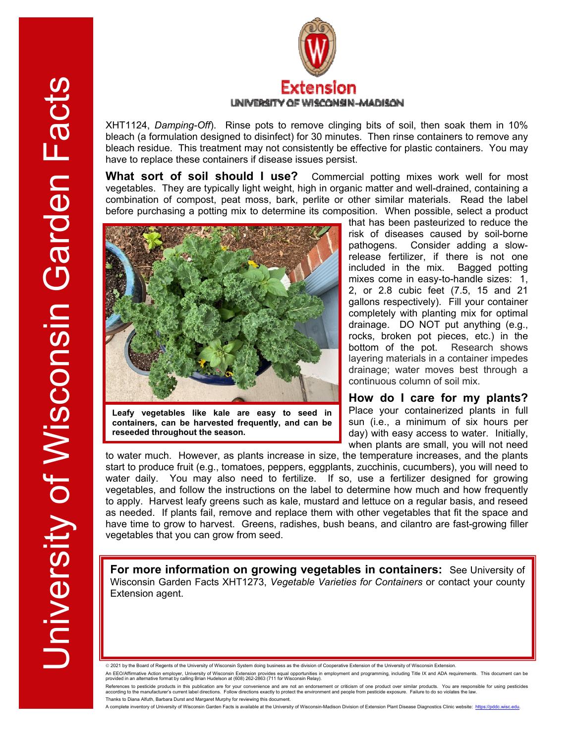XHT1124, *Damping-Off*). Rinse pots to remove clinging bits of soil, then soak them in 10% bleach (a formulation designed to disinfect) for 30 minutes. Then rinse containers to remove any bleach residue. This treatment may not consistently be effective for plastic containers. You may have to replace these containers if disease issues persist.

**What sort of soil should I use?** Commercial potting mixes work well for most vegetables. They are typically light weight, high in organic matter and well-drained, containing a combination of compost, peat moss, bark, perlite or other similar materials. Read the label before purchasing a potting mix to determine its composition. When possible, select a product that has been pasteurized to reduce the risk of diseases caused by soil-borne pathogens. Consider adding a slow-release fertilizer, if there is not one included in the mix. Bagged potting mixes come in easy-to-handle sizes: 1, 2, or 2.8 cubic feet (7.5, 15 and 21 gallons respectively). Fill your container completely with planting mix for optimal drainage. DO NOT put anything (e.g., rocks, broken pot pieces, etc.) in the bottom of the pot. Research shows layering materials in a container impedes drainage; water moves best through a continuous column of soil mix.

**Leafy vegetables like kale are easy to seed in containers, can be harvested frequently, and can be reseeded throughout the season.**

**How do I care for my plants?** Place your containerized plants in full sun (i.e., a minimum of six hours per day) with easy access to water. Initially, when plants are small, you will not need to water much. However, as plants increase in size, the temperature increases, and the plants start to produce fruit (e.g., tomatoes, peppers, eggplants, zucchinis, cucumbers), you will need to water daily. You may also need to fertilize. If so, use a fertilizer designed for growing vegetables, and follow the instructions on the label to determine how much and how frequently to apply. Harvest leafy greens such as kale, mustard and lettuce on a regular basis, and reseed as needed. If plants fail, remove and replace them with other vegetables that fit the space and have time to grow to harvest. Greens, radishes, bush beans, and cilantro are fast-growing filler vegetables that you can grow from seed.

**For more information on growing vegetables in containers:** See University of Wisconsin Garden Facts XHT1273, *Vegetable Varieties for Containers* or contact your county Extension agent.

© 2021 by the Board of Regents of the University of Wisconsin System doing business as the division of Cooperative Extension of the University of Wisconsin Extension.

An EEO/Affirmative Action employer, University of Wisconsin Extension provides equal opportunities in employment and programming, including Title IX and ADA requirements. This document can be provided in an alternative format by calling Brian Hudelson at (608) 262-2863 (711 for Wisconsin Relay).

References to pesticide products in this publication are for your convenience and are not an endorsement or criticism of one product over similar products. You are responsible for using pesticides according to the manufacturer's current label directions. Follow directions exactly to protect the environment and people from pesticide exposure. Failure to do so violates the law.

Thanks to Diana Alfuth, Barbara Durst and Margaret Murphy for reviewing this document.

A complete inventory of University of Wisconsin Garden Facts is available at the University of Wisconsin-Madison Division of Extension Plant Disease Diagnostics Clinic website: https://pddc.wisc.edu.